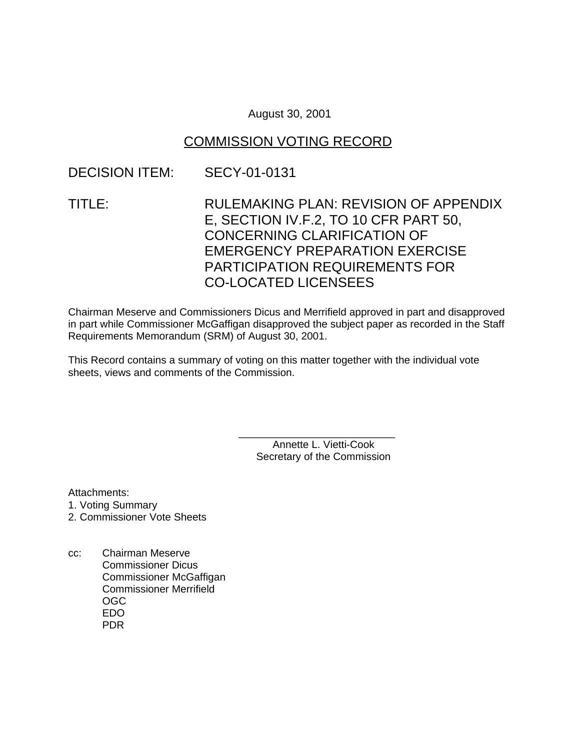August 30, 2001

## COMMISSION VOTING RECORD

DECISION ITEM: SECY-01-0131

TITLE: RULEMAKING PLAN: REVISION OF APPENDIX E, SECTION IV.F.2, TO 10 CFR PART 50, CONCERNING CLARIFICATION OF EMERGENCY PREPARATION EXERCISE PARTICIPATION REQUIREMENTS FOR CO-LOCATED LICENSEES

Chairman Meserve and Commissioners Dicus and Merrifield approved in part and disapproved in part while Commissioner McGaffigan disapproved the subject paper as recorded in the Staff Requirements Memorandum (SRM) of August 30, 2001.

This Record contains a summary of voting on this matter together with the individual vote sheets, views and comments of the Commission.

Annette L. Vietti-Cook
Secretary of the Commission

Attachments:
1. Voting Summary
2. Commissioner Vote Sheets

cc: Chairman Meserve
Commissioner Dicus
Commissioner McGaffigan
Commissioner Merrifield
OGC
EDO
PDR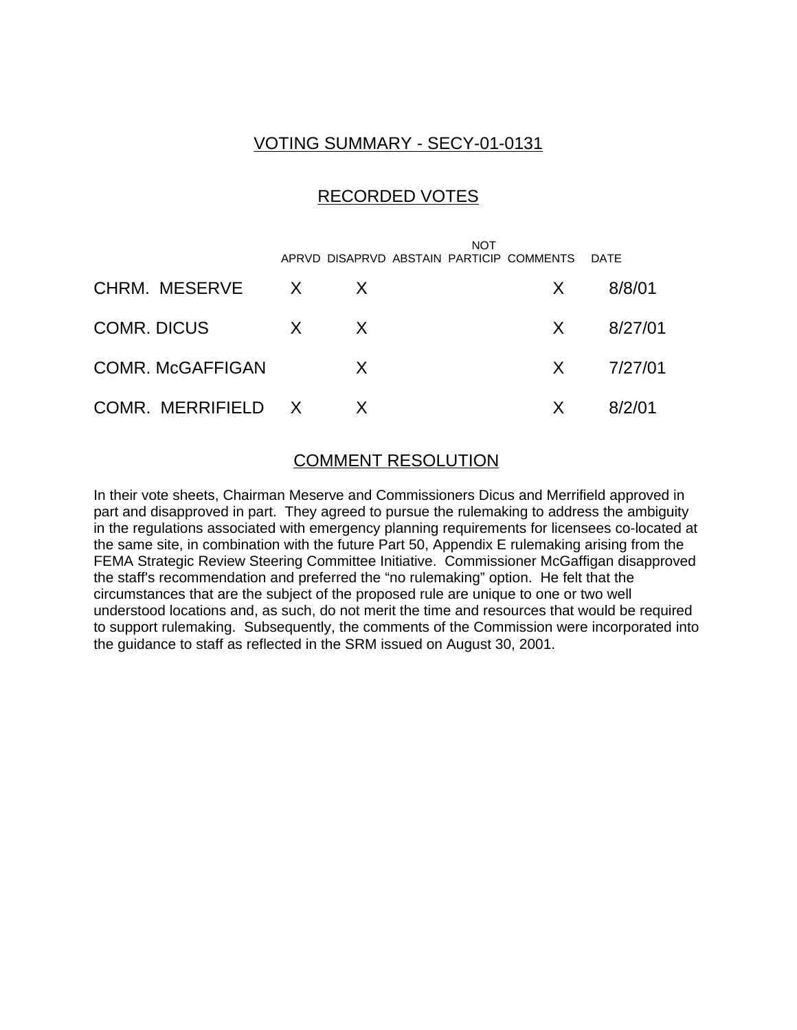## VOTING SUMMARY - SECY-01-0131

## RECORDED VOTES

| | APRVD | DISAPRVD | ABSTAIN | NOT PARTICIP | COMMENTS | DATE |
|---|---|---|---|---|---|---|
| CHRM. MESERVE | X | X | | | X | 8/8/01 |
| COMR. DICUS | X | X | | | X | 8/27/01 |
| COMR. McGAFFIGAN | | X | | | X | 7/27/01 |
| COMR. MERRIFIELD | X | X | | | X | 8/2/01 |

## COMMENT RESOLUTION

In their vote sheets, Chairman Meserve and Commissioners Dicus and Merrifield approved in part and disapproved in part. They agreed to pursue the rulemaking to address the ambiguity in the regulations associated with emergency planning requirements for licensees co-located at the same site, in combination with the future Part 50, Appendix E rulemaking arising from the FEMA Strategic Review Steering Committee Initiative. Commissioner McGaffigan disapproved the staff's recommendation and preferred the "no rulemaking" option. He felt that the circumstances that are the subject of the proposed rule are unique to one or two well understood locations and, as such, do not merit the time and resources that would be required to support rulemaking. Subsequently, the comments of the Commission were incorporated into the guidance to staff as reflected in the SRM issued on August 30, 2001.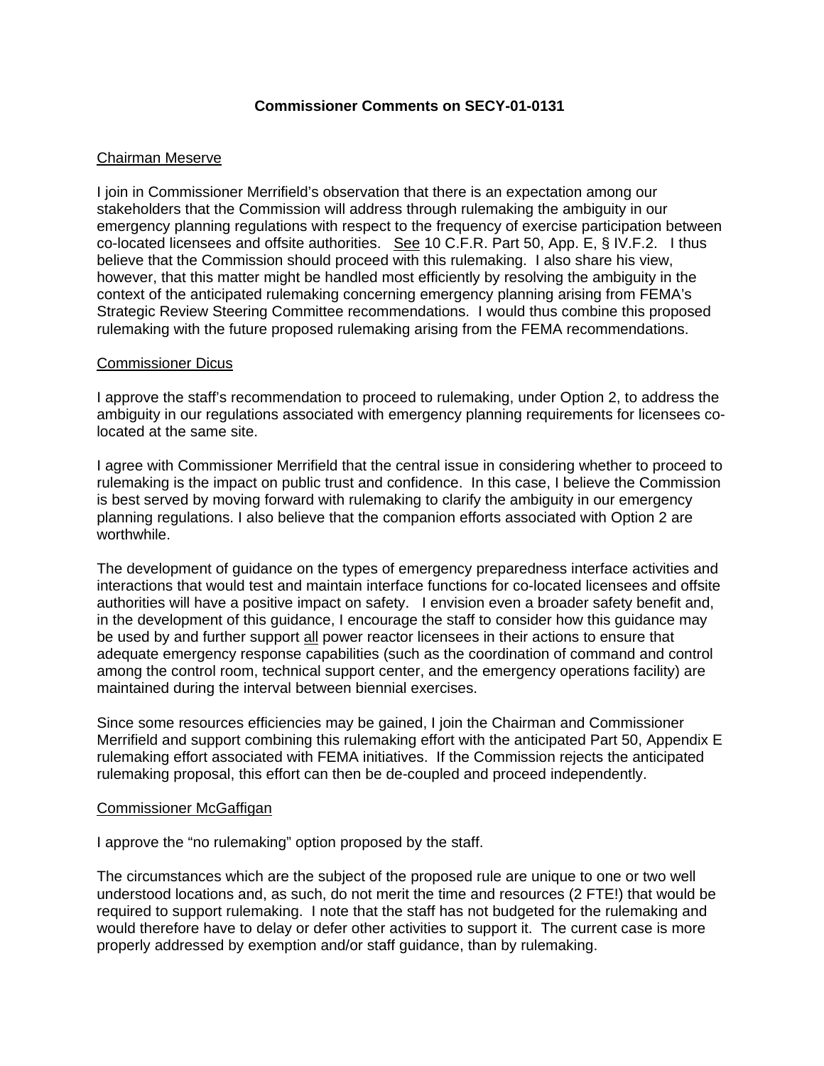**Commissioner Comments on SECY-01-0131**

Chairman Meserve

I join in Commissioner Merrifield's observation that there is an expectation among our stakeholders that the Commission will address through rulemaking the ambiguity in our emergency planning regulations with respect to the frequency of exercise participation between co-located licensees and offsite authorities. See 10 C.F.R. Part 50, App. E, § IV.F.2. I thus believe that the Commission should proceed with this rulemaking. I also share his view, however, that this matter might be handled most efficiently by resolving the ambiguity in the context of the anticipated rulemaking concerning emergency planning arising from FEMA's Strategic Review Steering Committee recommendations. I would thus combine this proposed rulemaking with the future proposed rulemaking arising from the FEMA recommendations.

Commissioner Dicus

I approve the staff's recommendation to proceed to rulemaking, under Option 2, to address the ambiguity in our regulations associated with emergency planning requirements for licensees co-located at the same site.

I agree with Commissioner Merrifield that the central issue in considering whether to proceed to rulemaking is the impact on public trust and confidence. In this case, I believe the Commission is best served by moving forward with rulemaking to clarify the ambiguity in our emergency planning regulations. I also believe that the companion efforts associated with Option 2 are worthwhile.

The development of guidance on the types of emergency preparedness interface activities and interactions that would test and maintain interface functions for co-located licensees and offsite authorities will have a positive impact on safety. I envision even a broader safety benefit and, in the development of this guidance, I encourage the staff to consider how this guidance may be used by and further support all power reactor licensees in their actions to ensure that adequate emergency response capabilities (such as the coordination of command and control among the control room, technical support center, and the emergency operations facility) are maintained during the interval between biennial exercises.

Since some resources efficiencies may be gained, I join the Chairman and Commissioner Merrifield and support combining this rulemaking effort with the anticipated Part 50, Appendix E rulemaking effort associated with FEMA initiatives. If the Commission rejects the anticipated rulemaking proposal, this effort can then be de-coupled and proceed independently.

Commissioner McGaffigan

I approve the "no rulemaking" option proposed by the staff.

The circumstances which are the subject of the proposed rule are unique to one or two well understood locations and, as such, do not merit the time and resources (2 FTE!) that would be required to support rulemaking. I note that the staff has not budgeted for the rulemaking and would therefore have to delay or defer other activities to support it. The current case is more properly addressed by exemption and/or staff guidance, than by rulemaking.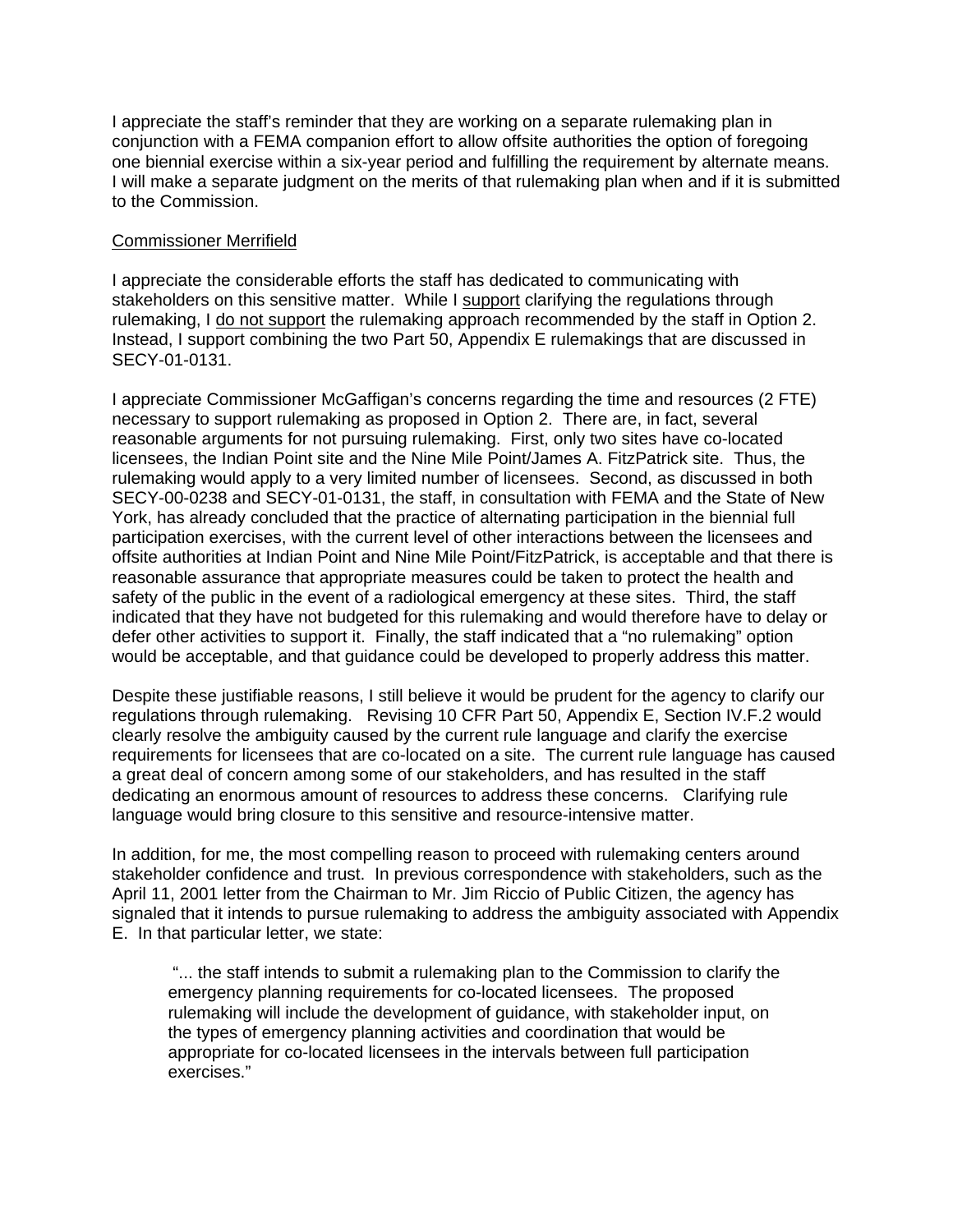I appreciate the staff's reminder that they are working on a separate rulemaking plan in conjunction with a FEMA companion effort to allow offsite authorities the option of foregoing one biennial exercise within a six-year period and fulfilling the requirement by alternate means. I will make a separate judgment on the merits of that rulemaking plan when and if it is submitted to the Commission.

<u>Commissioner Merrifield</u>

I appreciate the considerable efforts the staff has dedicated to communicating with stakeholders on this sensitive matter. While I <u>support</u> clarifying the regulations through rulemaking, I <u>do not support</u> the rulemaking approach recommended by the staff in Option 2. Instead, I support combining the two Part 50, Appendix E rulemakings that are discussed in SECY-01-0131.

I appreciate Commissioner McGaffigan's concerns regarding the time and resources (2 FTE) necessary to support rulemaking as proposed in Option 2. There are, in fact, several reasonable arguments for not pursuing rulemaking. First, only two sites have co-located licensees, the Indian Point site and the Nine Mile Point/James A. FitzPatrick site. Thus, the rulemaking would apply to a very limited number of licensees. Second, as discussed in both SECY-00-0238 and SECY-01-0131, the staff, in consultation with FEMA and the State of New York, has already concluded that the practice of alternating participation in the biennial full participation exercises, with the current level of other interactions between the licensees and offsite authorities at Indian Point and Nine Mile Point/FitzPatrick, is acceptable and that there is reasonable assurance that appropriate measures could be taken to protect the health and safety of the public in the event of a radiological emergency at these sites. Third, the staff indicated that they have not budgeted for this rulemaking and would therefore have to delay or defer other activities to support it. Finally, the staff indicated that a "no rulemaking" option would be acceptable, and that guidance could be developed to properly address this matter.

Despite these justifiable reasons, I still believe it would be prudent for the agency to clarify our regulations through rulemaking. Revising 10 CFR Part 50, Appendix E, Section IV.F.2 would clearly resolve the ambiguity caused by the current rule language and clarify the exercise requirements for licensees that are co-located on a site. The current rule language has caused a great deal of concern among some of our stakeholders, and has resulted in the staff dedicating an enormous amount of resources to address these concerns. Clarifying rule language would bring closure to this sensitive and resource-intensive matter.

In addition, for me, the most compelling reason to proceed with rulemaking centers around stakeholder confidence and trust. In previous correspondence with stakeholders, such as the April 11, 2001 letter from the Chairman to Mr. Jim Riccio of Public Citizen, the agency has signaled that it intends to pursue rulemaking to address the ambiguity associated with Appendix E. In that particular letter, we state:

> "... the staff intends to submit a rulemaking plan to the Commission to clarify the emergency planning requirements for co-located licensees. The proposed rulemaking will include the development of guidance, with stakeholder input, on the types of emergency planning activities and coordination that would be appropriate for co-located licensees in the intervals between full participation exercises."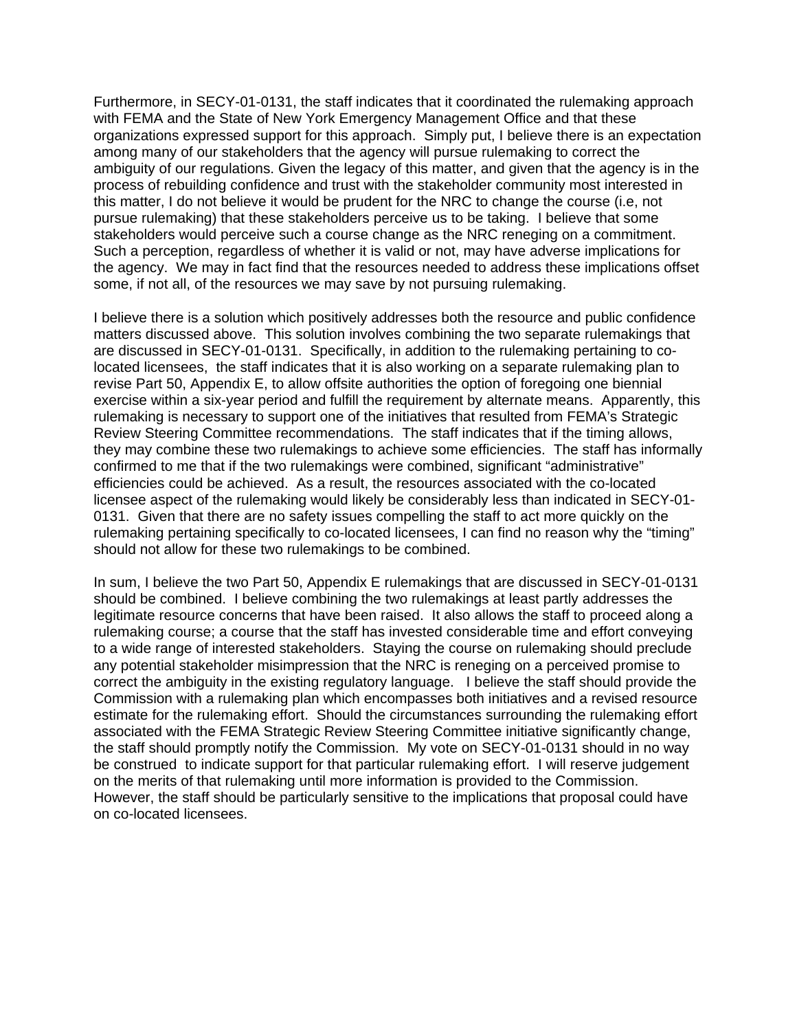Furthermore, in SECY-01-0131, the staff indicates that it coordinated the rulemaking approach with FEMA and the State of New York Emergency Management Office and that these organizations expressed support for this approach. Simply put, I believe there is an expectation among many of our stakeholders that the agency will pursue rulemaking to correct the ambiguity of our regulations. Given the legacy of this matter, and given that the agency is in the process of rebuilding confidence and trust with the stakeholder community most interested in this matter, I do not believe it would be prudent for the NRC to change the course (i.e, not pursue rulemaking) that these stakeholders perceive us to be taking. I believe that some stakeholders would perceive such a course change as the NRC reneging on a commitment. Such a perception, regardless of whether it is valid or not, may have adverse implications for the agency. We may in fact find that the resources needed to address these implications offset some, if not all, of the resources we may save by not pursuing rulemaking.

I believe there is a solution which positively addresses both the resource and public confidence matters discussed above. This solution involves combining the two separate rulemakings that are discussed in SECY-01-0131. Specifically, in addition to the rulemaking pertaining to co-located licensees, the staff indicates that it is also working on a separate rulemaking plan to revise Part 50, Appendix E, to allow offsite authorities the option of foregoing one biennial exercise within a six-year period and fulfill the requirement by alternate means. Apparently, this rulemaking is necessary to support one of the initiatives that resulted from FEMA's Strategic Review Steering Committee recommendations. The staff indicates that if the timing allows, they may combine these two rulemakings to achieve some efficiencies. The staff has informally confirmed to me that if the two rulemakings were combined, significant "administrative" efficiencies could be achieved. As a result, the resources associated with the co-located licensee aspect of the rulemaking would likely be considerably less than indicated in SECY-01-0131. Given that there are no safety issues compelling the staff to act more quickly on the rulemaking pertaining specifically to co-located licensees, I can find no reason why the "timing" should not allow for these two rulemakings to be combined.

In sum, I believe the two Part 50, Appendix E rulemakings that are discussed in SECY-01-0131 should be combined. I believe combining the two rulemakings at least partly addresses the legitimate resource concerns that have been raised. It also allows the staff to proceed along a rulemaking course; a course that the staff has invested considerable time and effort conveying to a wide range of interested stakeholders. Staying the course on rulemaking should preclude any potential stakeholder misimpression that the NRC is reneging on a perceived promise to correct the ambiguity in the existing regulatory language. I believe the staff should provide the Commission with a rulemaking plan which encompasses both initiatives and a revised resource estimate for the rulemaking effort. Should the circumstances surrounding the rulemaking effort associated with the FEMA Strategic Review Steering Committee initiative significantly change, the staff should promptly notify the Commission. My vote on SECY-01-0131 should in no way be construed to indicate support for that particular rulemaking effort. I will reserve judgement on the merits of that rulemaking until more information is provided to the Commission. However, the staff should be particularly sensitive to the implications that proposal could have on co-located licensees.